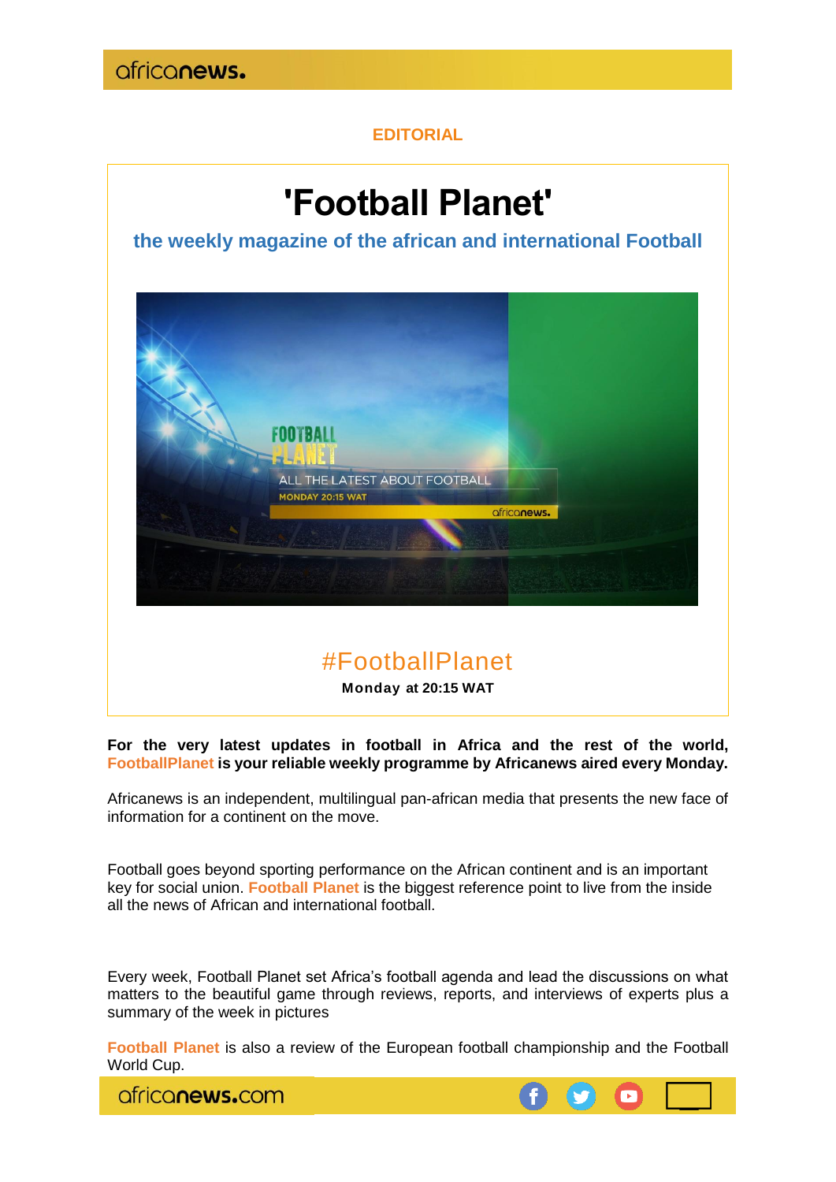africanews.

EDITORIAL

# 'Football Planet'

## the weekly magazine of the african and international Football

#FootballPlanet

**Monday at 20:15 WAT**

**For the very latest updates in football in Africa and the rest of the world, FootballPlanet is your reliable weekly programme by Africanews aired every Monday.**

Africanews is an independent, multilingual pan-african media that presents the new face of information for a continent on the move.

Football goes beyond sporting performance on the African continent and is an important key for social union. Football Planet is the biggest reference point to live from the inside all the news of African and international football.

Every week, Football Planet set Africa's football agenda and lead the discussions on what matters to the beautiful game through reviews, reports, and interviews of experts plus a summary of the week in pictures

Football Planet is also a review of the European football championship and the Football World Cup.

africanews.com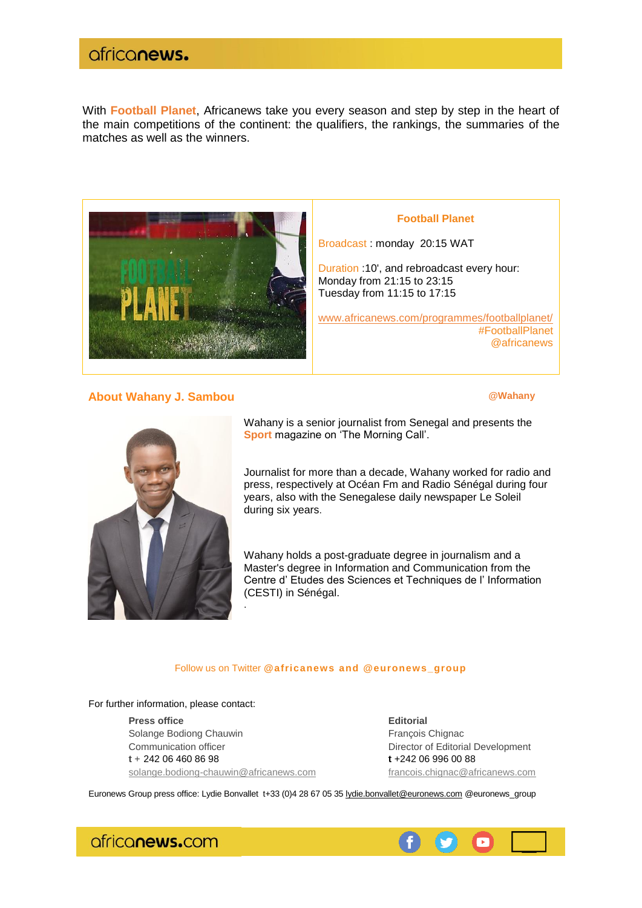With **Football Planet**, Africanews take you every season and step by step in the heart of the main competitions of the continent: the qualifiers, the rankings, the summaries of the matches as well as the winners.

**Football Planet**

Broadcast : monday 20:15 WAT

Duration :10', and rebroadcast every hour:
Monday from 21:15 to 23:15
Tuesday from 11:15 to 17:15

www.africanews.com/programmes/footballplanet/
#FootballPlanet
@africanews

## About Wahany J. Sambou

**@Wahany**

Wahany is a senior journalist from Senegal and presents the **Sport** magazine on 'The Morning Call'.

Journalist for more than a decade, Wahany worked for radio and press, respectively at Océan Fm and Radio Sénégal during four years, also with the Senegalese daily newspaper Le Soleil during six years.

Wahany holds a post-graduate degree in journalism and a Master's degree in Information and Communication from the Centre d' Etudes des Sciences et Techniques de l' Information (CESTI) in Sénégal.

.

Follow us on Twitter **@africanews and @euronews_group**

For further information, please contact:

**Press office**
Solange Bodiong Chauwin
Communication officer
**t** + 242 06 460 86 98
solange.bodiong-chauwin@africanews.com

**Editorial**
François Chignac
Director of Editorial Development
**t** +242 06 996 00 88
francois.chignac@africanews.com

Euronews Group press office: Lydie Bonvallet t+33 (0)4 28 67 05 35 lydie.bonvallet@euronews.com @euronews_group

africanews.com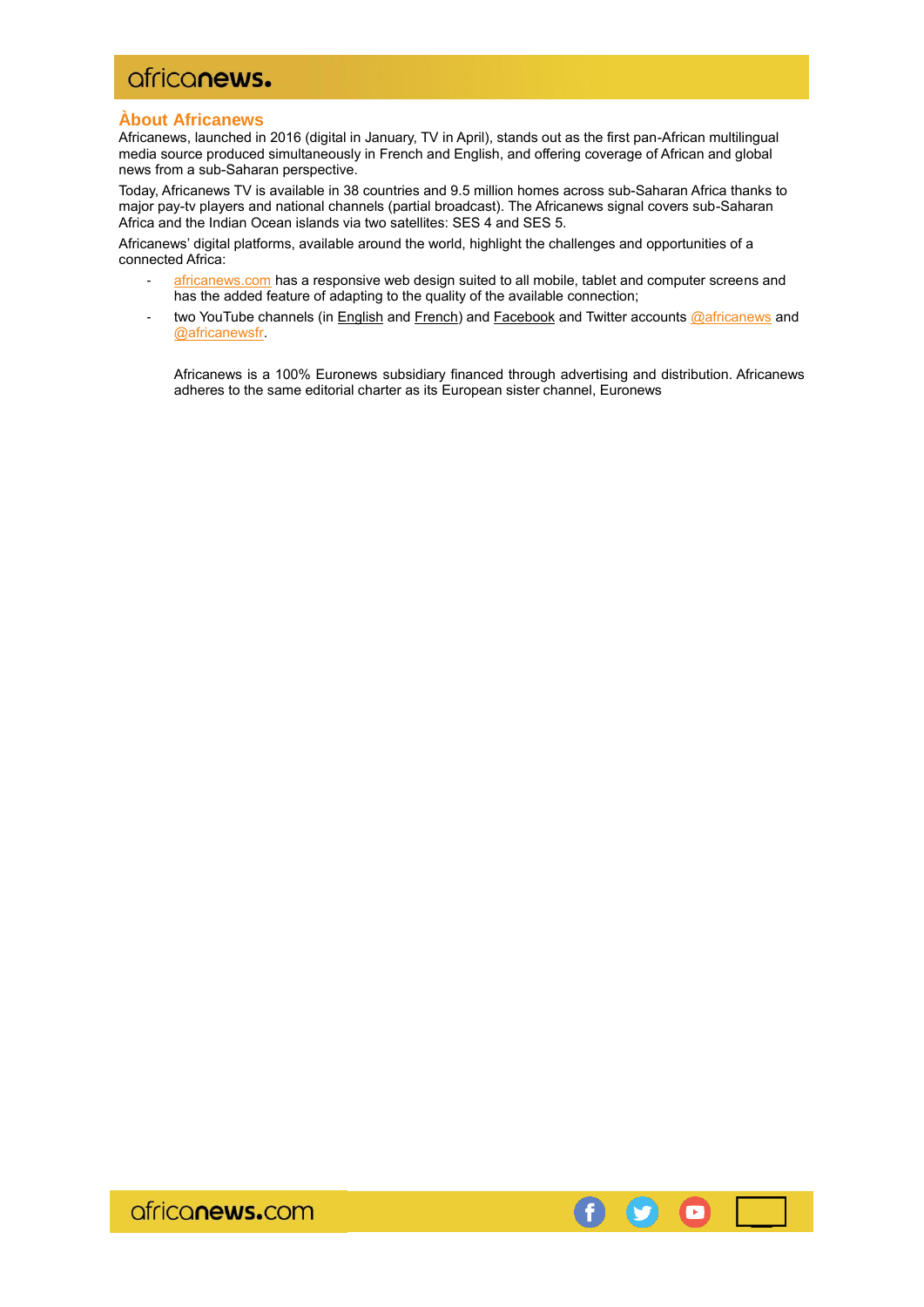## Àbout Africanews

Africanews, launched in 2016 (digital in January, TV in April), stands out as the first pan-African multilingual media source produced simultaneously in French and English, and offering coverage of African and global news from a sub-Saharan perspective.

Today, Africanews TV is available in 38 countries and 9.5 million homes across sub-Saharan Africa thanks to major pay-tv players and national channels (partial broadcast). The Africanews signal covers sub-Saharan Africa and the Indian Ocean islands via two satellites: SES 4 and SES 5.

Africanews' digital platforms, available around the world, highlight the challenges and opportunities of a connected Africa:

- africanews.com has a responsive web design suited to all mobile, tablet and computer screens and has the added feature of adapting to the quality of the available connection;
- two YouTube channels (in English and French) and Facebook and Twitter accounts @africanews and @africanewsfr.

Africanews is a 100% Euronews subsidiary financed through advertising and distribution. Africanews adheres to the same editorial charter as its European sister channel, Euronews